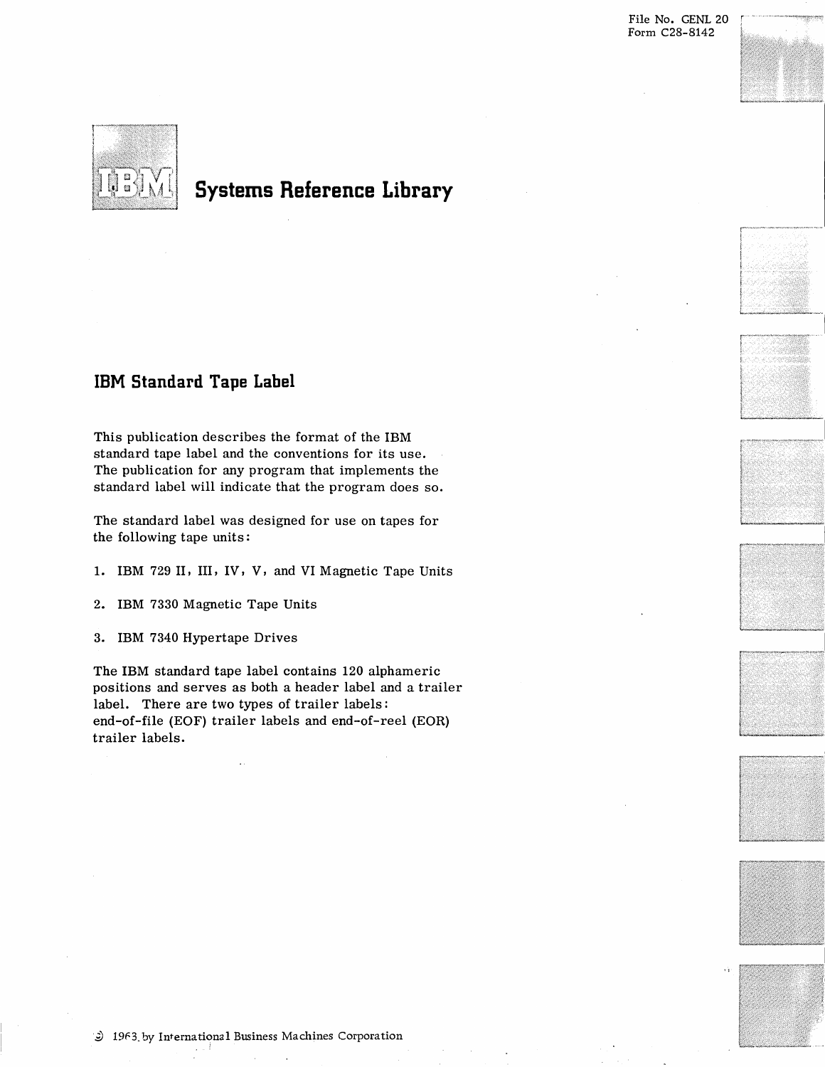File No. GENL 20
Form C28-8142

# IBM Systems Reference Library

## IBM Standard Tape Label

This publication describes the format of the IBM standard tape label and the conventions for its use. The publication for any program that implements the standard label will indicate that the program does so.

The standard label was designed for use on tapes for the following tape units:

1. IBM 729 II, III, IV, V, and VI Magnetic Tape Units
2. IBM 7330 Magnetic Tape Units
3. IBM 7340 Hypertape Drives

The IBM standard tape label contains 120 alphameric positions and serves as both a header label and a trailer label. There are two types of trailer labels: end-of-file (EOF) trailer labels and end-of-reel (EOR) trailer labels.

© 1963 by International Business Machines Corporation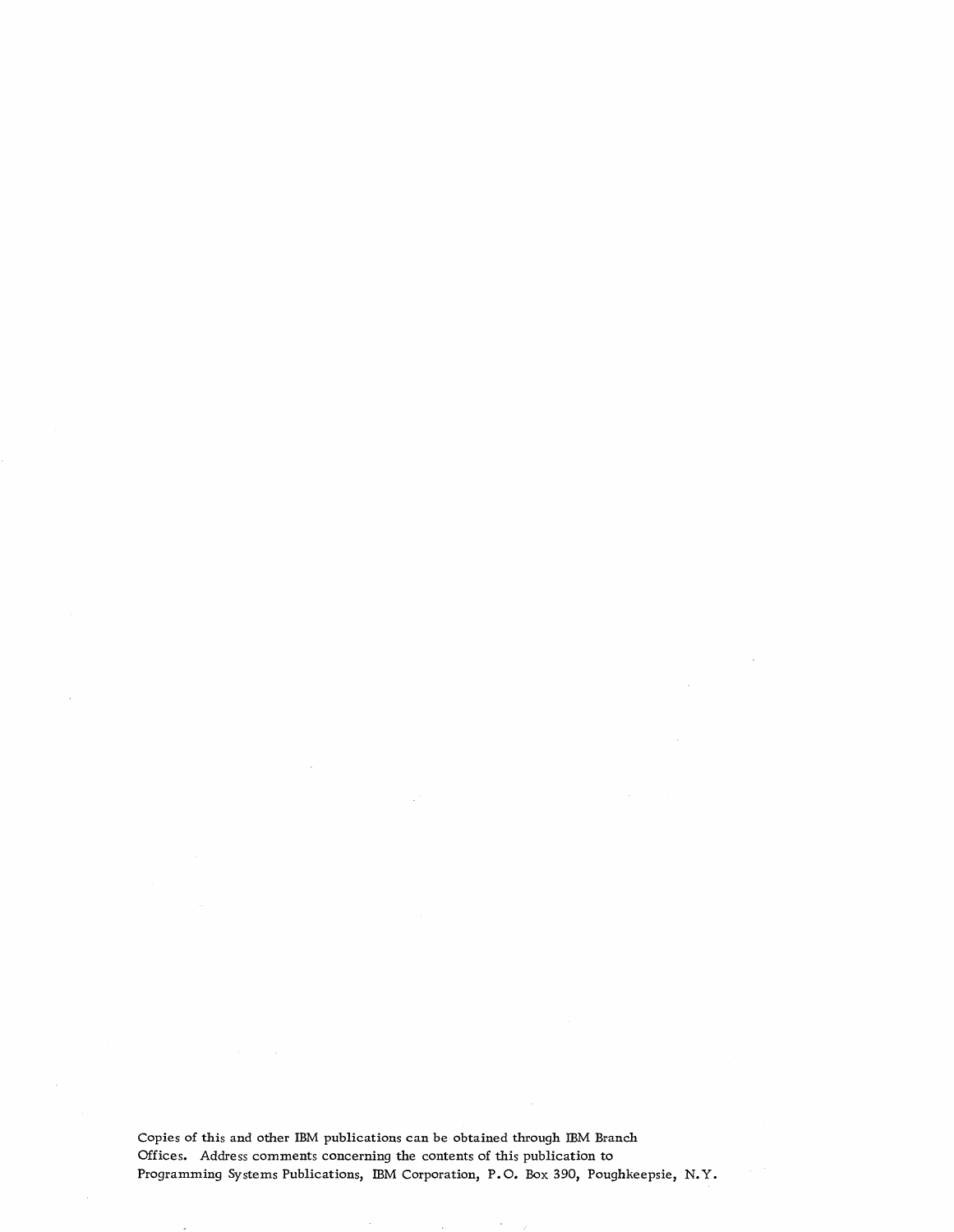Copies of this and other IBM publications can be obtained through IBM Branch Offices. Address comments concerning the contents of this publication to Programming Systems Publications, IBM Corporation, P.O. Box 390, Poughkeepsie, N.Y.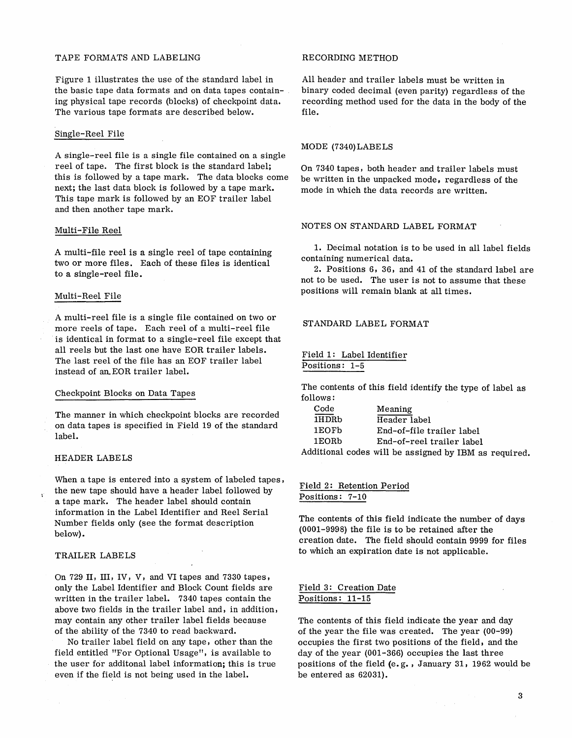## TAPE FORMATS AND LABELING

Figure 1 illustrates the use of the standard label in the basic tape data formats and on data tapes containing physical tape records (blocks) of checkpoint data. The various tape formats are described below.

### Single-Reel File

A single-reel file is a single file contained on a single reel of tape. The first block is the standard label; this is followed by a tape mark. The data blocks come next; the last data block is followed by a tape mark. This tape mark is followed by an EOF trailer label and then another tape mark.

### Multi-File Reel

A multi-file reel is a single reel of tape containing two or more files. Each of these files is identical to a single-reel file.

### Multi-Reel File

A multi-reel file is a single file contained on two or more reels of tape. Each reel of a multi-reel file is identical in format to a single-reel file except that all reels but the last one have EOR trailer labels. The last reel of the file has an EOF trailer label instead of an EOR trailer label.

### Checkpoint Blocks on Data Tapes

The manner in which checkpoint blocks are recorded on data tapes is specified in Field 19 of the standard label.

## HEADER LABELS

When a tape is entered into a system of labeled tapes, the new tape should have a header label followed by a tape mark. The header label should contain information in the Label Identifier and Reel Serial Number fields only (see the format description below).

## TRAILER LABELS

On 729 II, III, IV, V, and VI tapes and 7330 tapes, only the Label Identifier and Block Count fields are written in the trailer label. 7340 tapes contain the above two fields in the trailer label and, in addition, may contain any other trailer label fields because of the ability of the 7340 to read backward.

No trailer label field on any tape, other than the field entitled "For Optional Usage", is available to the user for additonal label information; this is true even if the field is not being used in the label.

## RECORDING METHOD

All header and trailer labels must be written in binary coded decimal (even parity) regardless of the recording method used for the data in the body of the file.

## MODE (7340) LABELS

On 7340 tapes, both header and trailer labels must be written in the unpacked mode, regardless of the mode in which the data records are written.

## NOTES ON STANDARD LABEL FORMAT

1. Decimal notation is to be used in all label fields containing numerical data.
2. Positions 6, 36, and 41 of the standard label are not to be used. The user is not to assume that these positions will remain blank at all times.

## STANDARD LABEL FORMAT

### Field 1: Label Identifier
Positions: 1-5

The contents of this field identify the type of label as follows:

| Code | Meaning |
|---|---|
| 1HDRb | Header label |
| 1EOFb | End-of-file trailer label |
| 1EORb | End-of-reel trailer label |

Additional codes will be assigned by IBM as required.

### Field 2: Retention Period
Positions: 7-10

The contents of this field indicate the number of days (0001-9998) the file is to be retained after the creation date. The field should contain 9999 for files to which an expiration date is not applicable.

### Field 3: Creation Date
Positions: 11-15

The contents of this field indicate the year and day of the year the file was created. The year (00-99) occupies the first two positions of the field, and the day of the year (001-366) occupies the last three positions of the field (e.g., January 31, 1962 would be entered as 62031).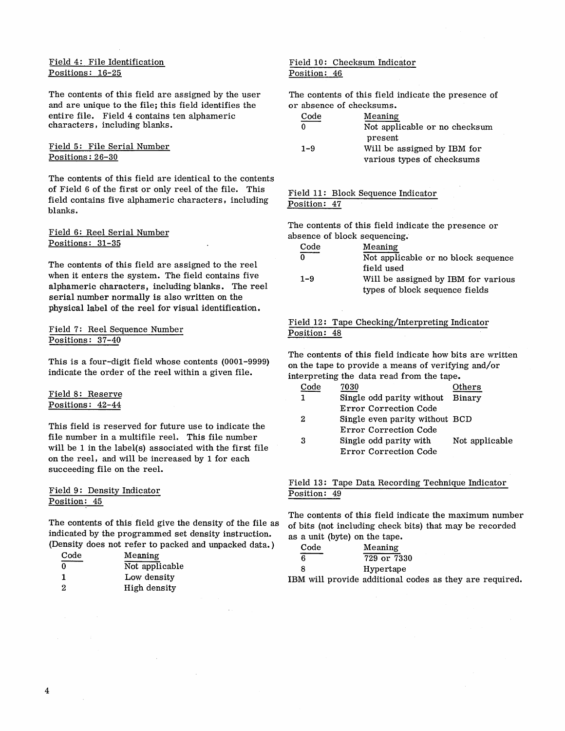Field 4: File Identification
Positions: 16-25

The contents of this field are assigned by the user and are unique to the file; this field identifies the entire file. Field 4 contains ten alphameric characters, including blanks.

Field 5: File Serial Number
Positions: 26-30

The contents of this field are identical to the contents of Field 6 of the first or only reel of the file. This field contains five alphameric characters, including blanks.

Field 6: Reel Serial Number
Positions: 31-35

The contents of this field are assigned to the reel when it enters the system. The field contains five alphameric characters, including blanks. The reel serial number normally is also written on the physical label of the reel for visual identification.

Field 7: Reel Sequence Number
Positions: 37-40

This is a four-digit field whose contents (0001-9999) indicate the order of the reel within a given file.

Field 8: Reserve
Positions: 42-44

This field is reserved for future use to indicate the file number in a multifile reel. This file number will be 1 in the label(s) associated with the first file on the reel, and will be increased by 1 for each succeeding file on the reel.

Field 9: Density Indicator
Position: 45

The contents of this field give the density of the file as indicated by the programmed set density instruction. (Density does not refer to packed and unpacked data.)

| Code | Meaning |
|---|---|
| 0 | Not applicable |
| 1 | Low density |
| 2 | High density |

Field 10: Checksum Indicator
Position: 46

The contents of this field indicate the presence of or absence of checksums.

| Code | Meaning |
|---|---|
| 0 | Not applicable or no checksum present |
| 1-9 | Will be assigned by IBM for various types of checksums |

Field 11: Block Sequence Indicator
Position: 47

The contents of this field indicate the presence or absence of block sequencing.

| Code | Meaning |
|---|---|
| 0 | Not applicable or no block sequence field used |
| 1-9 | Will be assigned by IBM for various types of block sequence fields |

Field 12: Tape Checking/Interpreting Indicator
Position: 48

The contents of this field indicate how bits are written on the tape to provide a means of verifying and/or interpreting the data read from the tape.

| Code | 7030 | Others |
|---|---|---|
| 1 | Single odd parity without Error Correction Code | Binary |
| 2 | Single even parity without Error Correction Code | BCD |
| 3 | Single odd parity with Error Correction Code | Not applicable |

Field 13: Tape Data Recording Technique Indicator
Position: 49

The contents of this field indicate the maximum number of bits (not including check bits) that may be recorded as a unit (byte) on the tape.

| Code | Meaning |
|---|---|
| 6 | 729 or 7330 |
| 8 | Hypertape |

IBM will provide additional codes as they are required.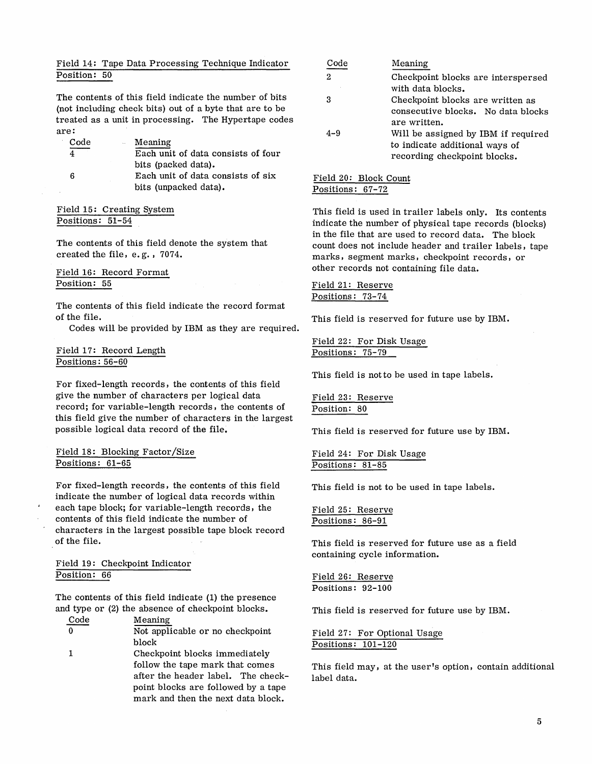Field 14: Tape Data Processing Technique Indicator
Position: 50

The contents of this field indicate the number of bits (not including check bits) out of a byte that are to be treated as a unit in processing. The Hypertape codes are:

| Code | Meaning |
|---|---|
| 4 | Each unit of data consists of four bits (packed data). |
| 6 | Each unit of data consists of six bits (unpacked data). |

Field 15: Creating System
Positions: 51-54

The contents of this field denote the system that created the file, e.g., 7074.

Field 16: Record Format
Position: 55

The contents of this field indicate the record format of the file.

Codes will be provided by IBM as they are required.

Field 17: Record Length
Positions: 56-60

For fixed-length records, the contents of this field give the number of characters per logical data record; for variable-length records, the contents of this field give the number of characters in the largest possible logical data record of the file.

Field 18: Blocking Factor/Size
Positions: 61-65

For fixed-length records, the contents of this field indicate the number of logical data records within each tape block; for variable-length records, the contents of this field indicate the number of characters in the largest possible tape block record of the file.

Field 19: Checkpoint Indicator
Position: 66

The contents of this field indicate (1) the presence and type or (2) the absence of checkpoint blocks.

| Code | Meaning |
|---|---|
| 0 | Not applicable or no checkpoint block |
| 1 | Checkpoint blocks immediately follow the tape mark that comes after the header label. The checkpoint blocks are followed by a tape mark and then the next data block. |
| 2 | Checkpoint blocks are interspersed with data blocks. |
| 3 | Checkpoint blocks are written as consecutive blocks. No data blocks are written. |
| 4-9 | Will be assigned by IBM if required to indicate additional ways of recording checkpoint blocks. |

Field 20: Block Count
Positions: 67-72

This field is used in trailer labels only. Its contents indicate the number of physical tape records (blocks) in the file that are used to record data. The block count does not include header and trailer labels, tape marks, segment marks, checkpoint records, or other records not containing file data.

Field 21: Reserve
Positions: 73-74

This field is reserved for future use by IBM.

Field 22: For Disk Usage
Positions: 75-79

This field is not to be used in tape labels.

Field 23: Reserve
Position: 80

This field is reserved for future use by IBM.

Field 24: For Disk Usage
Positions: 81-85

This field is not to be used in tape labels.

Field 25: Reserve
Positions: 86-91

This field is reserved for future use as a field containing cycle information.

Field 26: Reserve
Positions: 92-100

This field is reserved for future use by IBM.

Field 27: For Optional Usage
Positions: 101-120

This field may, at the user's option, contain additional label data.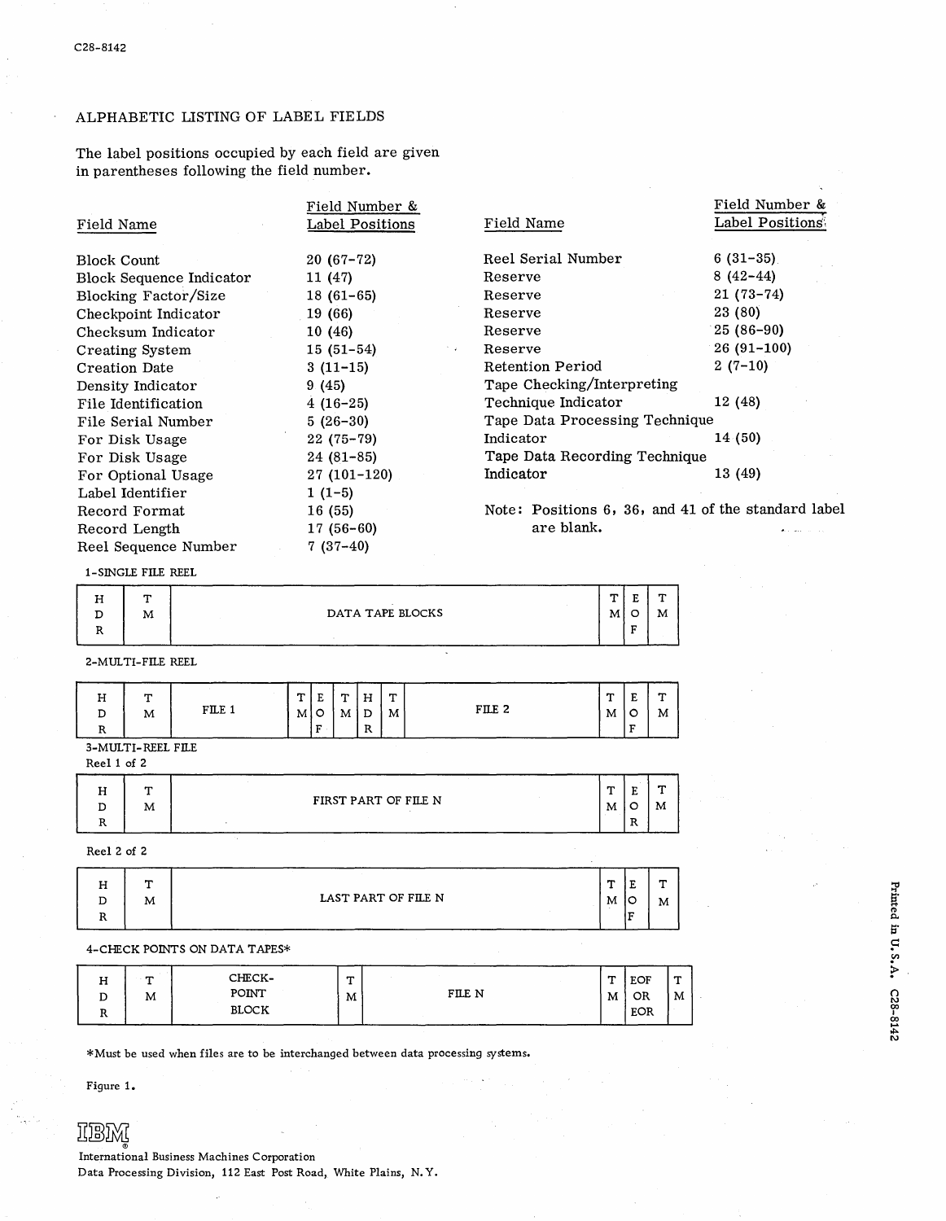## ALPHABETIC LISTING OF LABEL FIELDS

The label positions occupied by each field are given in parentheses following the field number.

| Field Name | Field Number & Label Positions |
|---|---|
| Block Count | 20 (67-72) |
| Block Sequence Indicator | 11 (47) |
| Blocking Factor/Size | 18 (61-65) |
| Checkpoint Indicator | 19 (66) |
| Checksum Indicator | 10 (46) |
| Creating System | 15 (51-54) |
| Creation Date | 3 (11-15) |
| Density Indicator | 9 (45) |
| File Identification | 4 (16-25) |
| File Serial Number | 5 (26-30) |
| For Disk Usage | 22 (75-79) |
| For Disk Usage | 24 (81-85) |
| For Optional Usage | 27 (101-120) |
| Label Identifier | 1 (1-5) |
| Record Format | 16 (55) |
| Record Length | 17 (56-60) |
| Reel Sequence Number | 7 (37-40) |
| Reel Serial Number | 6 (31-35) |
| Reserve | 8 (42-44) |
| Reserve | 21 (73-74) |
| Reserve | 23 (80) |
| Reserve | 25 (86-90) |
| Reserve | 26 (91-100) |
| Retention Period | 2 (7-10) |
| Tape Checking/Interpreting Technique Indicator | 12 (48) |
| Tape Data Processing Technique Indicator | 14 (50) |
| Tape Data Recording Technique Indicator | 13 (49) |

Note: Positions 6, 36, and 41 of the standard label are blank.

1-SINGLE FILE REEL

| | | | | | |
|---|---|---|---|---|---|
| HDR | TM | DATA TAPE BLOCKS | TM | EOF | TM |

2-MULTI-FILE REEL

| | | | | | | | | | | | |
|---|---|---|---|---|---|---|---|---|---|---|---|
| HDR | TM | FILE 1 | TM | EOF | TM | HDR | TM | FILE 2 | TM | EOF | TM |

3-MULTI-REEL FILE

Reel 1 of 2

| | | | | | |
|---|---|---|---|---|---|
| HDR | TM | FIRST PART OF FILE N | TM | EOR | TM |

Reel 2 of 2

| | | | | | |
|---|---|---|---|---|---|
| HDR | TM | LAST PART OF FILE N | TM | EOF | TM |

4-CHECK POINTS ON DATA TAPES*

| | | | | | | | |
|---|---|---|---|---|---|---|---|
| HDR | TM | CHECK-POINT BLOCK | TM | FILE N | TM | EOF OR EOR | TM |

*Must be used when files are to be interchanged between data processing systems.

Figure 1.

IBM

International Business Machines Corporation
Data Processing Division, 112 East Post Road, White Plains, N.Y.

Printed in U.S.A. C28-8142